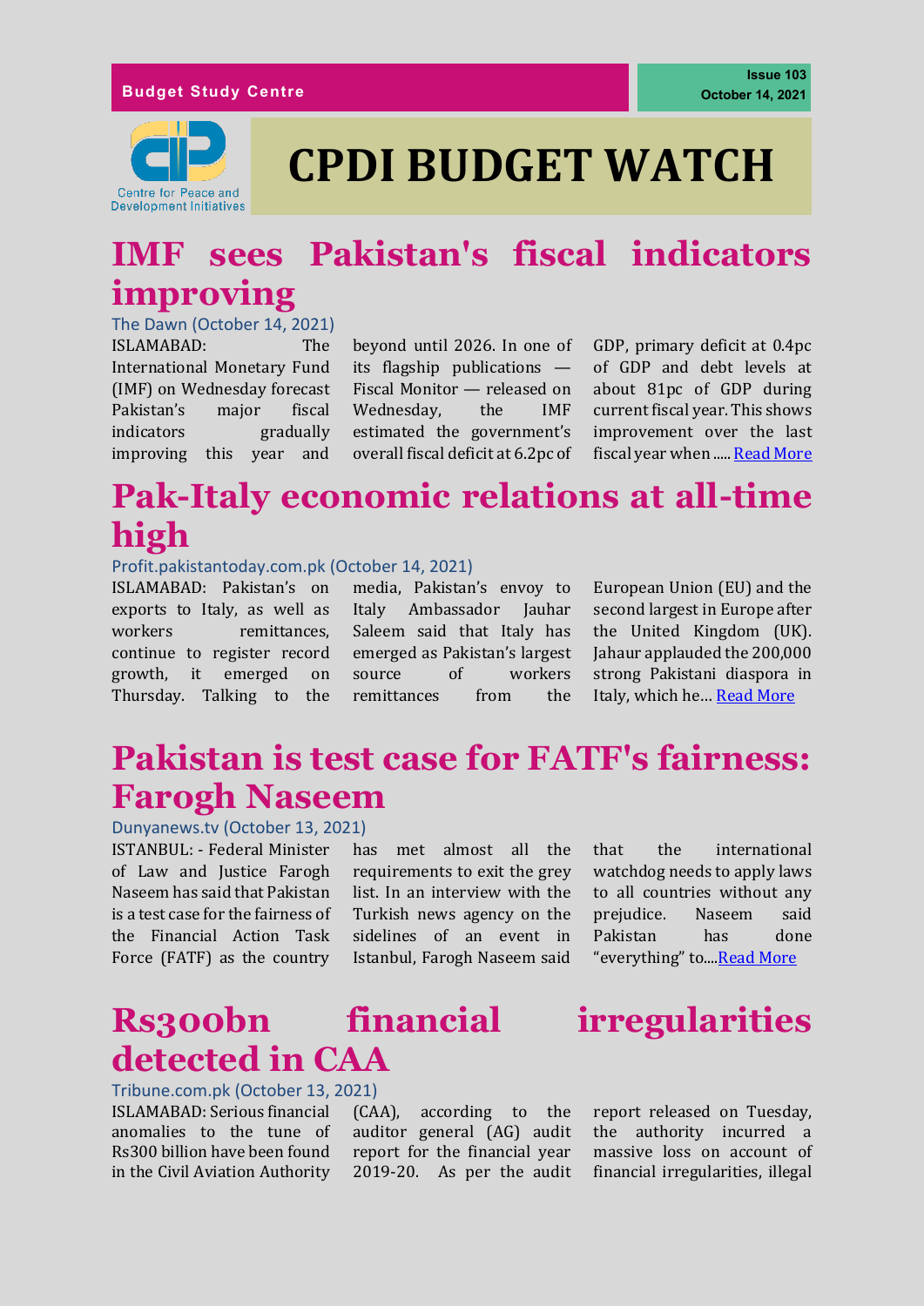Budget Study Centre

Issue 103
October 14, 2021

Centre for Peace and Development Initiatives

# CPDI BUDGET WATCH

## IMF sees Pakistan's fiscal indicators improving

The Dawn (October 14, 2021)

ISLAMABAD: The International Monetary Fund (IMF) on Wednesday forecast Pakistan's major fiscal indicators gradually improving this year and beyond until 2026. In one of its flagship publications — Fiscal Monitor — released on Wednesday, the IMF estimated the government's overall fiscal deficit at 6.2pc of GDP, primary deficit at 0.4pc of GDP and debt levels at about 81pc of GDP during current fiscal year. This shows improvement over the last fiscal year when ..... Read More

## Pak-Italy economic relations at all-time high

Profit.pakistantoday.com.pk (October 14, 2021)

ISLAMABAD: Pakistan's on exports to Italy, as well as workers remittances, continue to register record growth, it emerged on Thursday. Talking to the media, Pakistan's envoy to Italy Ambassador Jauhar Saleem said that Italy has emerged as Pakistan's largest source of workers remittances from the European Union (EU) and the second largest in Europe after the United Kingdom (UK). Jahaur applauded the 200,000 strong Pakistani diaspora in Italy, which he… Read More

## Pakistan is test case for FATF's fairness: Farogh Naseem

Dunyanews.tv (October 13, 2021)

ISTANBUL: - Federal Minister of Law and Justice Farogh Naseem has said that Pakistan is a test case for the fairness of the Financial Action Task Force (FATF) as the country has met almost all the requirements to exit the grey list. In an interview with the Turkish news agency on the sidelines of an event in Istanbul, Farogh Naseem said that the international watchdog needs to apply laws to all countries without any prejudice. Naseem said Pakistan has done "everything" to....Read More

## Rs300bn financial irregularities detected in CAA

Tribune.com.pk (October 13, 2021)

ISLAMABAD: Serious financial anomalies to the tune of Rs300 billion have been found in the Civil Aviation Authority (CAA), according to the auditor general (AG) audit report for the financial year 2019-20. As per the audit report released on Tuesday, the authority incurred a massive loss on account of financial irregularities, illegal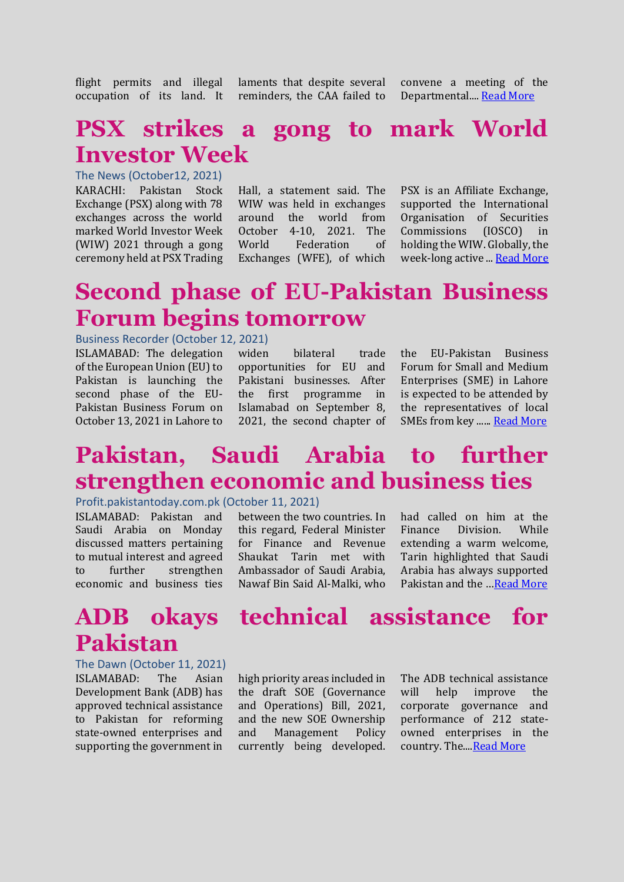flight permits and illegal occupation of its land. It laments that despite several reminders, the CAA failed to convene a meeting of the Departmental.... Read More

# PSX strikes a gong to mark World Investor Week

The News (October12, 2021)

KARACHI: Pakistan Stock Exchange (PSX) along with 78 exchanges across the world marked World Investor Week (WIW) 2021 through a gong ceremony held at PSX Trading Hall, a statement said. The WIW was held in exchanges around the world from October 4-10, 2021. The World Federation of Exchanges (WFE), of which PSX is an Affiliate Exchange, supported the International Organisation of Securities Commissions (IOSCO) in holding the WIW. Globally, the week-long active ... Read More

# Second phase of EU-Pakistan Business Forum begins tomorrow

Business Recorder (October 12, 2021)

ISLAMABAD: The delegation of the European Union (EU) to Pakistan is launching the second phase of the EU-Pakistan Business Forum on October 13, 2021 in Lahore to widen bilateral trade opportunities for EU and Pakistani businesses. After the first programme in Islamabad on September 8, 2021, the second chapter of the EU-Pakistan Business Forum for Small and Medium Enterprises (SME) in Lahore is expected to be attended by the representatives of local SMEs from key ...... Read More

# Pakistan, Saudi Arabia to further strengthen economic and business ties

Profit.pakistantoday.com.pk (October 11, 2021)

ISLAMABAD: Pakistan and Saudi Arabia on Monday discussed matters pertaining to mutual interest and agreed to further strengthen economic and business ties between the two countries. In this regard, Federal Minister for Finance and Revenue Shaukat Tarin met with Ambassador of Saudi Arabia, Nawaf Bin Said Al-Malki, who had called on him at the Finance Division. While extending a warm welcome, Tarin highlighted that Saudi Arabia has always supported Pakistan and the …Read More

# ADB okays technical assistance for Pakistan

The Dawn (October 11, 2021)

ISLAMABAD: The Asian Development Bank (ADB) has approved technical assistance to Pakistan for reforming state-owned enterprises and supporting the government in high priority areas included in the draft SOE (Governance and Operations) Bill, 2021, and the new SOE Ownership and Management Policy currently being developed. The ADB technical assistance will help improve the corporate governance and performance of 212 state-owned enterprises in the country. The....Read More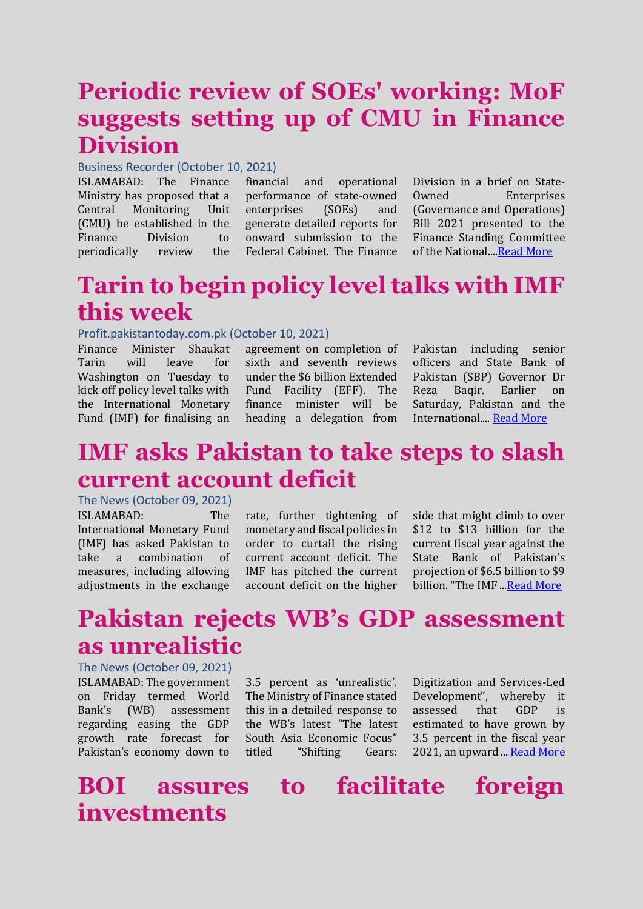# Periodic review of SOEs' working: MoF suggests setting up of CMU in Finance Division

Business Recorder (October 10, 2021)

ISLAMABAD: The Finance Ministry has proposed that a Central Monitoring Unit (CMU) be established in the Finance Division to periodically review the financial and operational performance of state-owned enterprises (SOEs) and generate detailed reports for onward submission to the Federal Cabinet. The Finance Division in a brief on State-Owned Enterprises (Governance and Operations) Bill 2021 presented to the Finance Standing Committee of the National....[Read More]

# Tarin to begin policy level talks with IMF this week

Profit.pakistantoday.com.pk (October 10, 2021)

Finance Minister Shaukat Tarin will leave for Washington on Tuesday to kick off policy level talks with the International Monetary Fund (IMF) for finalising an agreement on completion of sixth and seventh reviews under the $6 billion Extended Fund Facility (EFF). The finance minister will be heading a delegation from Pakistan including senior officers and State Bank of Pakistan (SBP) Governor Dr Reza Baqir. Earlier on Saturday, Pakistan and the International.... [Read More]

# IMF asks Pakistan to take steps to slash current account deficit

The News (October 09, 2021)

ISLAMABAD: The International Monetary Fund (IMF) has asked Pakistan to take a combination of measures, including allowing adjustments in the exchange rate, further tightening of monetary and fiscal policies in order to curtail the rising current account deficit. The IMF has pitched the current account deficit on the higher side that might climb to over $12 to $13 billion for the current fiscal year against the State Bank of Pakistan's projection of $6.5 billion to $9 billion. "The IMF ...[Read More]

# Pakistan rejects WB's GDP assessment as unrealistic

The News (October 09, 2021)

ISLAMABAD: The government on Friday termed World Bank's (WB) assessment regarding easing the GDP growth rate forecast for Pakistan's economy down to 3.5 percent as 'unrealistic'. The Ministry of Finance stated this in a detailed response to the WB's latest "The latest South Asia Economic Focus" titled "Shifting Gears: Digitization and Services-Led Development", whereby it assessed that GDP is estimated to have grown by 3.5 percent in the fiscal year 2021, an upward ... [Read More]

# BOI assures to facilitate foreign investments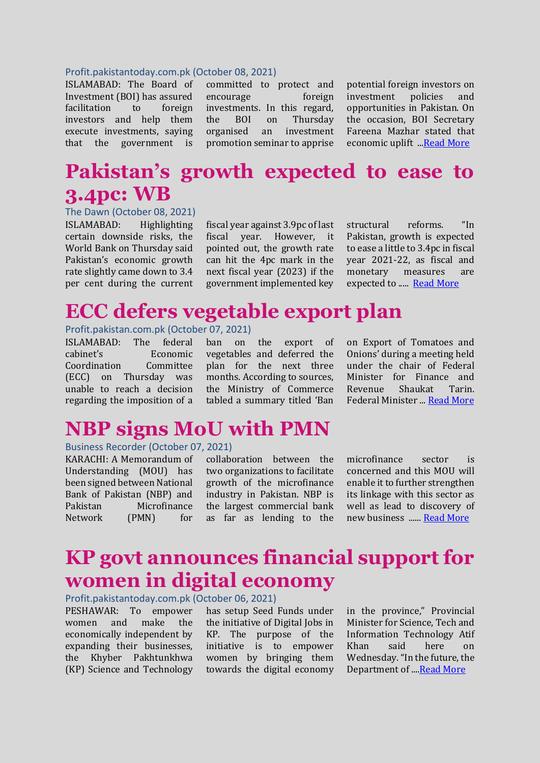Profit.pakistantoday.com.pk (October 08, 2021)

ISLAMABAD: The Board of Investment (BOI) has assured facilitation to foreign investors and help them execute investments, saying that the government is committed to protect and encourage foreign investments. In this regard, the BOI on Thursday organised an investment promotion seminar to apprise potential foreign investors on investment policies and opportunities in Pakistan. On the occasion, BOI Secretary Fareena Mazhar stated that economic uplift ...Read More

# Pakistan's growth expected to ease to 3.4pc: WB

The Dawn (October 08, 2021)

ISLAMABAD: Highlighting certain downside risks, the World Bank on Thursday said Pakistan's economic growth rate slightly came down to 3.4 per cent during the current fiscal year against 3.9pc of last fiscal year. However, it pointed out, the growth rate can hit the 4pc mark in the next fiscal year (2023) if the government implemented key structural reforms. "In Pakistan, growth is expected to ease a little to 3.4pc in fiscal year 2021-22, as fiscal and monetary measures are expected to ..... Read More

# ECC defers vegetable export plan

Profit.pakistan.com.pk (October 07, 2021)

ISLAMABAD: The federal cabinet's Economic Coordination Committee (ECC) on Thursday was unable to reach a decision regarding the imposition of a ban on the export of vegetables and deferred the plan for the next three months. According to sources, the Ministry of Commerce tabled a summary titled 'Ban on Export of Tomatoes and Onions' during a meeting held under the chair of Federal Minister for Finance and Revenue Shaukat Tarin. Federal Minister ... Read More

# NBP signs MoU with PMN

Business Recorder (October 07, 2021)

KARACHI: A Memorandum of Understanding (MOU) has been signed between National Bank of Pakistan (NBP) and Pakistan Microfinance Network (PMN) for collaboration between the two organizations to facilitate growth of the microfinance industry in Pakistan. NBP is the largest commercial bank as far as lending to the microfinance sector is concerned and this MOU will enable it to further strengthen its linkage with this sector as well as lead to discovery of new business ...... Read More

# KP govt announces financial support for women in digital economy

Profit.pakistantoday.com.pk (October 06, 2021)

PESHAWAR: To empower women and make the economically independent by expanding their businesses, the Khyber Pakhtunkhwa (KP) Science and Technology has setup Seed Funds under the initiative of Digital Jobs in KP. The purpose of the initiative is to empower women by bringing them towards the digital economy in the province," Provincial Minister for Science, Tech and Information Technology Atif Khan said here on Wednesday. "In the future, the Department of ....Read More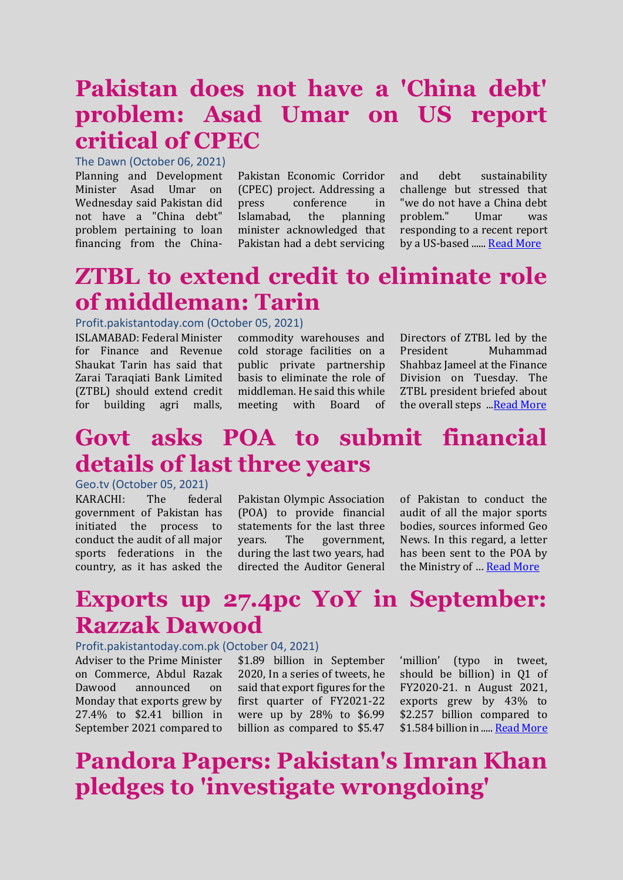# Pakistan does not have a 'China debt' problem: Asad Umar on US report critical of CPEC

The Dawn (October 06, 2021)

Planning and Development Minister Asad Umar on Wednesday said Pakistan did not have a "China debt" problem pertaining to loan financing from the China-Pakistan Economic Corridor (CPEC) project. Addressing a press conference in Islamabad, the planning minister acknowledged that Pakistan had a debt servicing and debt sustainability challenge but stressed that "we do not have a China debt problem." Umar was responding to a recent report by a US-based ...... Read More

# ZTBL to extend credit to eliminate role of middleman: Tarin

Profit.pakistantoday.com (October 05, 2021)

ISLAMABAD: Federal Minister for Finance and Revenue Shaukat Tarin has said that Zarai Taraqiati Bank Limited (ZTBL) should extend credit for building agri malls, commodity warehouses and cold storage facilities on a public private partnership basis to eliminate the role of middleman. He said this while meeting with Board of Directors of ZTBL led by the President Muhammad Shahbaz Jameel at the Finance Division on Tuesday. The ZTBL president briefed about the overall steps ...Read More

# Govt asks POA to submit financial details of last three years

Geo.tv (October 05, 2021)

KARACHI: The federal government of Pakistan has initiated the process to conduct the audit of all major sports federations in the country, as it has asked the Pakistan Olympic Association (POA) to provide financial statements for the last three years. The government, during the last two years, had directed the Auditor General of Pakistan to conduct the audit of all the major sports bodies, sources informed Geo News. In this regard, a letter has been sent to the POA by the Ministry of … Read More

# Exports up 27.4pc YoY in September: Razzak Dawood

Profit.pakistantoday.com.pk (October 04, 2021)

Adviser to the Prime Minister on Commerce, Abdul Razak Dawood announced on Monday that exports grew by 27.4% to $2.41 billion in September 2021 compared to $1.89 billion in September 2020, In a series of tweets, he said that export figures for the first quarter of FY2021-22 were up by 28% to $6.99 billion as compared to $5.47 'million' (typo in tweet, should be billion) in Q1 of FY2020-21. n August 2021, exports grew by 43% to $2.257 billion compared to $1.584 billion in ..... Read More

# Pandora Papers: Pakistan's Imran Khan pledges to 'investigate wrongdoing'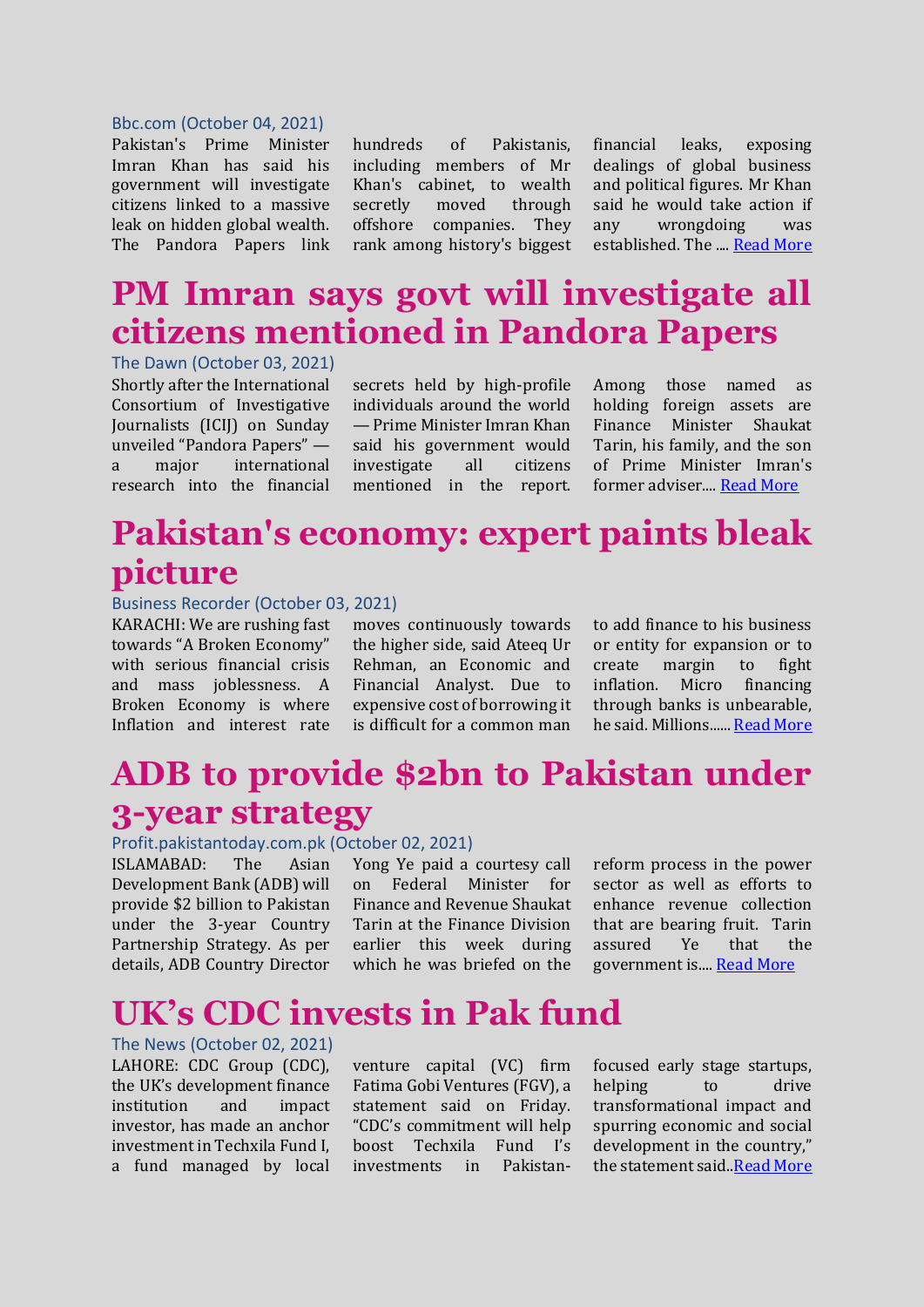Bbc.com (October 04, 2021)

Pakistan's Prime Minister Imran Khan has said his government will investigate citizens linked to a massive leak on hidden global wealth. The Pandora Papers link hundreds of Pakistanis, including members of Mr Khan's cabinet, to wealth secretly moved through offshore companies. They rank among history's biggest financial leaks, exposing dealings of global business and political figures. Mr Khan said he would take action if any wrongdoing was established. The .... Read More

# PM Imran says govt will investigate all citizens mentioned in Pandora Papers

The Dawn (October 03, 2021)

Shortly after the International Consortium of Investigative Journalists (ICIJ) on Sunday unveiled "Pandora Papers" — a major international research into the financial secrets held by high-profile individuals around the world — Prime Minister Imran Khan said his government would investigate all citizens mentioned in the report. Among those named as holding foreign assets are Finance Minister Shaukat Tarin, his family, and the son of Prime Minister Imran's former adviser.... Read More

# Pakistan's economy: expert paints bleak picture

Business Recorder (October 03, 2021)

KARACHI: We are rushing fast towards "A Broken Economy" with serious financial crisis and mass joblessness. A Broken Economy is where Inflation and interest rate moves continuously towards the higher side, said Ateeq Ur Rehman, an Economic and Financial Analyst. Due to expensive cost of borrowing it is difficult for a common man to add finance to his business or entity for expansion or to create margin to fight inflation. Micro financing through banks is unbearable, he said. Millions...... Read More

# ADB to provide $2bn to Pakistan under 3-year strategy

Profit.pakistantoday.com.pk (October 02, 2021)

ISLAMABAD: The Asian Development Bank (ADB) will provide $2 billion to Pakistan under the 3-year Country Partnership Strategy. As per details, ADB Country Director Yong Ye paid a courtesy call on Federal Minister for Finance and Revenue Shaukat Tarin at the Finance Division earlier this week during which he was briefed on the reform process in the power sector as well as efforts to enhance revenue collection that are bearing fruit. Tarin assured Ye that the government is.... Read More

# UK's CDC invests in Pak fund

The News (October 02, 2021)

LAHORE: CDC Group (CDC), the UK's development finance institution and impact investor, has made an anchor investment in Techxila Fund I, a fund managed by local venture capital (VC) firm Fatima Gobi Ventures (FGV), a statement said on Friday. "CDC's commitment will help boost Techxila Fund I's investments in Pakistan-focused early stage startups, helping to drive transformational impact and spurring economic and social development in the country," the statement said..Read More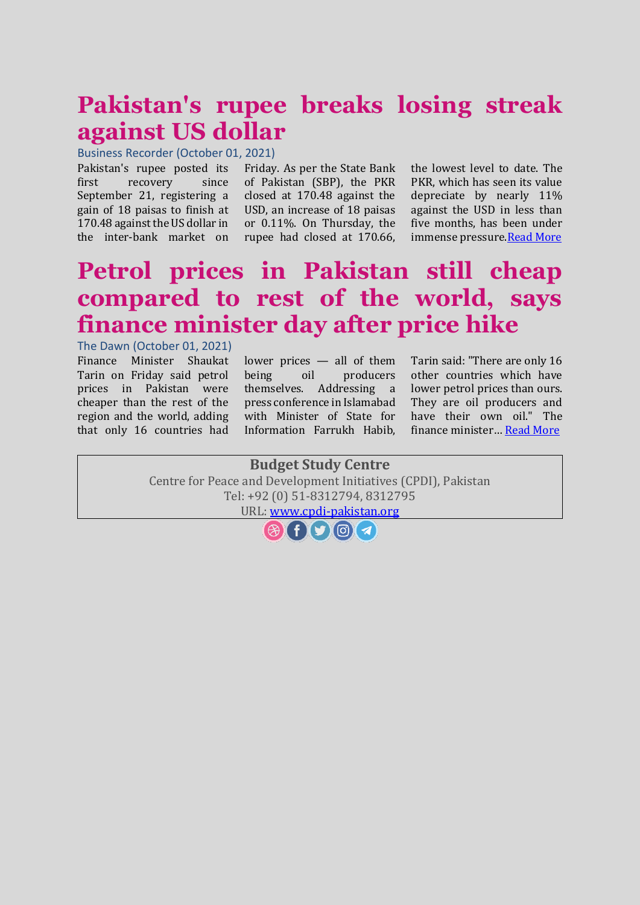# Pakistan's rupee breaks losing streak against US dollar

Business Recorder (October 01, 2021)

Pakistan's rupee posted its first recovery since September 21, registering a gain of 18 paisas to finish at 170.48 against the US dollar in the inter-bank market on Friday. As per the State Bank of Pakistan (SBP), the PKR closed at 170.48 against the USD, an increase of 18 paisas or 0.11%. On Thursday, the rupee had closed at 170.66, the lowest level to date. The PKR, which has seen its value depreciate by nearly 11% against the USD in less than five months, has been under immense pressure. [Read More]

# Petrol prices in Pakistan still cheap compared to rest of the world, says finance minister day after price hike

The Dawn (October 01, 2021)

Finance Minister Shaukat Tarin on Friday said petrol prices in Pakistan were cheaper than the rest of the region and the world, adding that only 16 countries had lower prices — all of them being oil producers themselves. Addressing a press conference in Islamabad with Minister of State for Information Farrukh Habib, Tarin said: "There are only 16 other countries which have lower petrol prices than ours. They are oil producers and have their own oil." The finance minister… [Read More]

**Budget Study Centre**

Centre for Peace and Development Initiatives (CPDI), Pakistan

Tel: +92 (0) 51-8312794, 8312795

URL: www.cpdi-pakistan.org